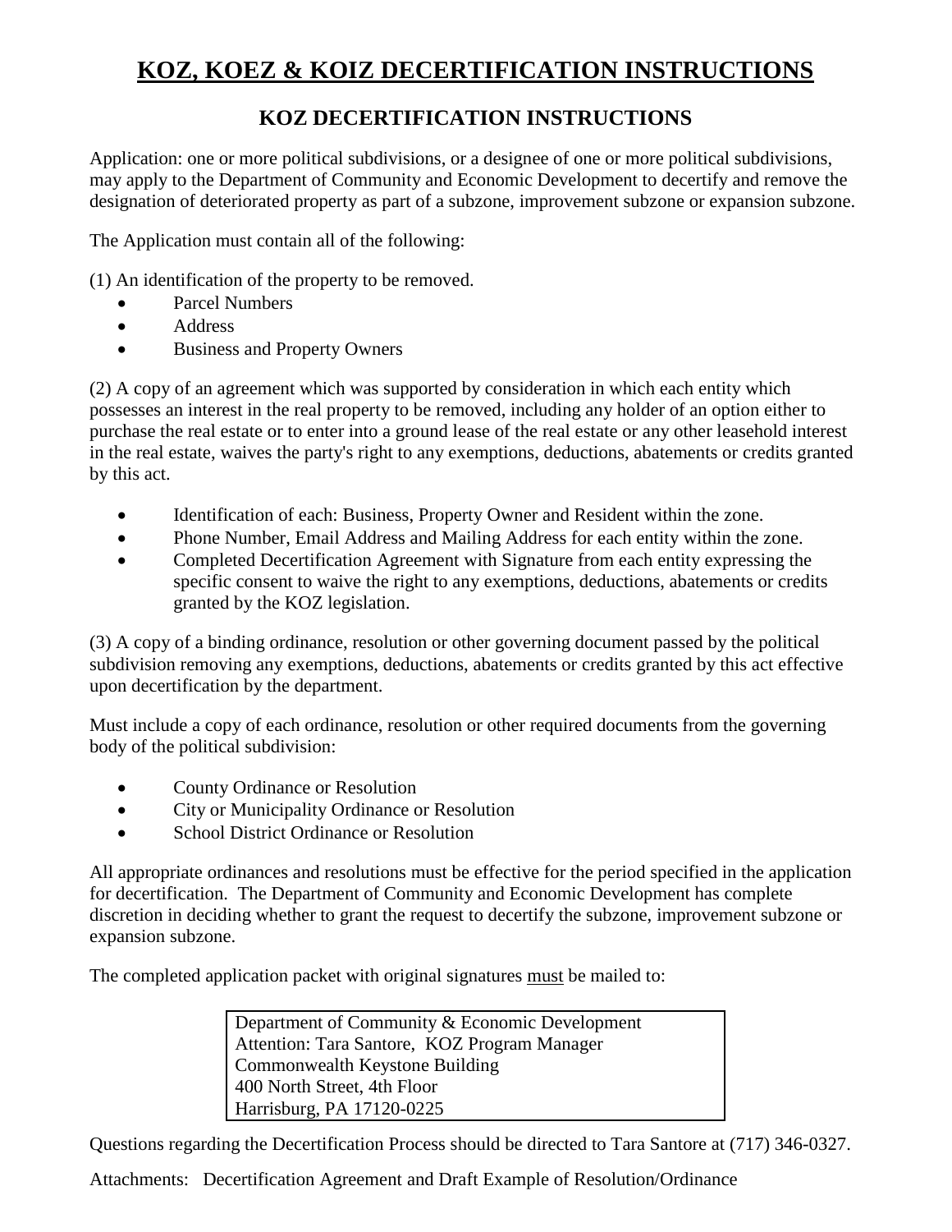# KOZ, KOEZ & KOIZ DECERTIFICATION INSTRUCTIONS

## KOZ DECERTIFICATION INSTRUCTIONS

Application: one or more political subdivisions, or a designee of one or more political subdivisions, may apply to the Department of Community and Economic Development to decertify and remove the designation of deteriorated property as part of a subzone, improvement subzone or expansion subzone.

The Application must contain all of the following:

(1) An identification of the property to be removed.

- Parcel Numbers
- Address
- Business and Property Owners

(2) A copy of an agreement which was supported by consideration in which each entity which possesses an interest in the real property to be removed, including any holder of an option either to purchase the real estate or to enter into a ground lease of the real estate or any other leasehold interest in the real estate, waives the party's right to any exemptions, deductions, abatements or credits granted by this act.

- Identification of each: Business, Property Owner and Resident within the zone.
- Phone Number, Email Address and Mailing Address for each entity within the zone.
- Completed Decertification Agreement with Signature from each entity expressing the specific consent to waive the right to any exemptions, deductions, abatements or credits granted by the KOZ legislation.

(3) A copy of a binding ordinance, resolution or other governing document passed by the political subdivision removing any exemptions, deductions, abatements or credits granted by this act effective upon decertification by the department.

Must include a copy of each ordinance, resolution or other required documents from the governing body of the political subdivision:

- County Ordinance or Resolution
- City or Municipality Ordinance or Resolution
- School District Ordinance or Resolution

All appropriate ordinances and resolutions must be effective for the period specified in the application for decertification. The Department of Community and Economic Development has complete discretion in deciding whether to grant the request to decertify the subzone, improvement subzone or expansion subzone.

The completed application packet with original signatures <u>must</u> be mailed to:

Department of Community & Economic Development
Attention: Tara Santore, KOZ Program Manager
Commonwealth Keystone Building
400 North Street, 4th Floor
Harrisburg, PA 17120-0225

Questions regarding the Decertification Process should be directed to Tara Santore at (717) 346-0327.

Attachments: Decertification Agreement and Draft Example of Resolution/Ordinance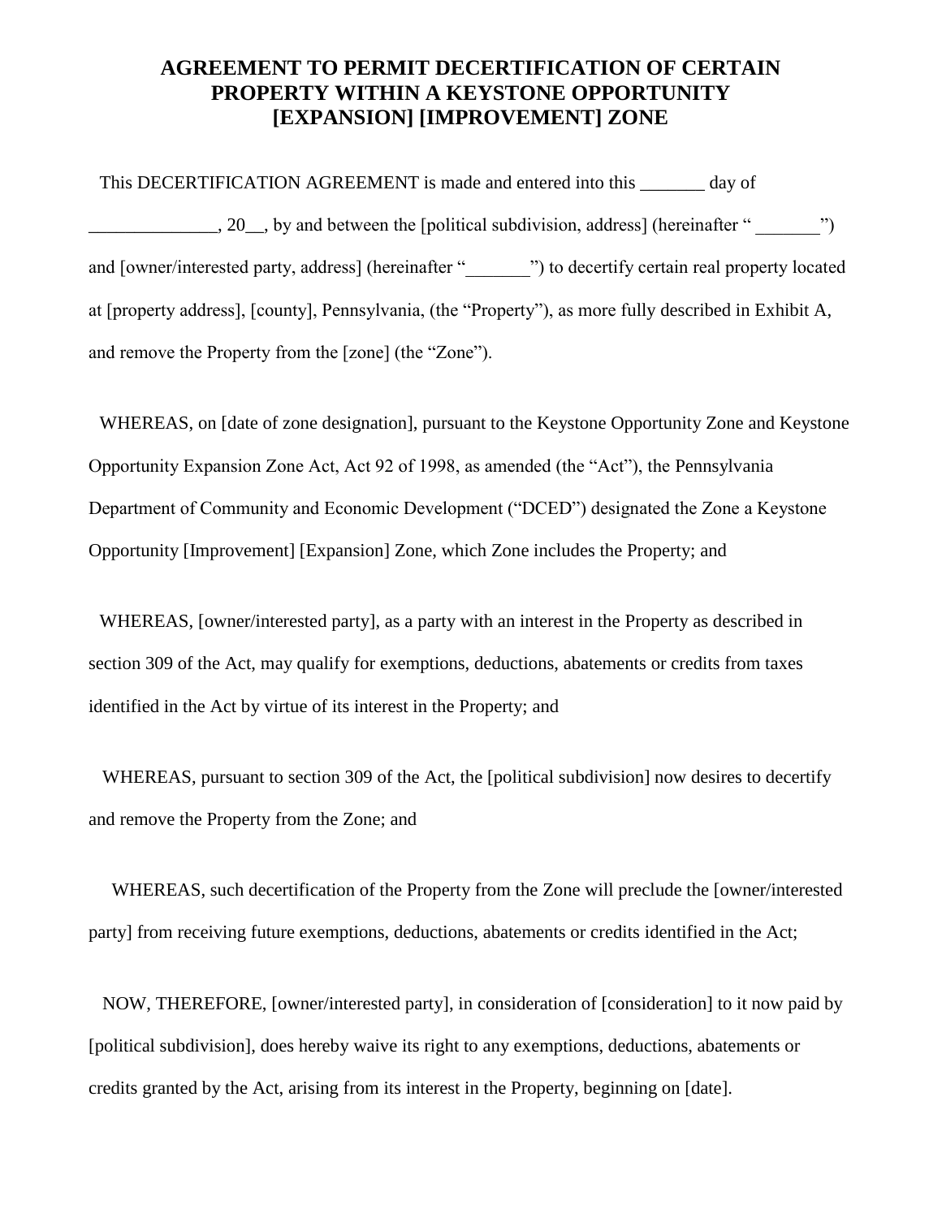# AGREEMENT TO PERMIT DECERTIFICATION OF CERTAIN PROPERTY WITHIN A KEYSTONE OPPORTUNITY [EXPANSION] [IMPROVEMENT] ZONE

This DECERTIFICATION AGREEMENT is made and entered into this _______ day of ______________, 20__, by and between the [political subdivision, address] (hereinafter " _______") and [owner/interested party, address] (hereinafter "_______") to decertify certain real property located at [property address], [county], Pennsylvania, (the "Property"), as more fully described in Exhibit A, and remove the Property from the [zone] (the "Zone").

WHEREAS, on [date of zone designation], pursuant to the Keystone Opportunity Zone and Keystone Opportunity Expansion Zone Act, Act 92 of 1998, as amended (the "Act"), the Pennsylvania Department of Community and Economic Development ("DCED") designated the Zone a Keystone Opportunity [Improvement] [Expansion] Zone, which Zone includes the Property; and

WHEREAS, [owner/interested party], as a party with an interest in the Property as described in section 309 of the Act, may qualify for exemptions, deductions, abatements or credits from taxes identified in the Act by virtue of its interest in the Property; and

WHEREAS, pursuant to section 309 of the Act, the [political subdivision] now desires to decertify and remove the Property from the Zone; and

WHEREAS, such decertification of the Property from the Zone will preclude the [owner/interested party] from receiving future exemptions, deductions, abatements or credits identified in the Act;

NOW, THEREFORE, [owner/interested party], in consideration of [consideration] to it now paid by [political subdivision], does hereby waive its right to any exemptions, deductions, abatements or credits granted by the Act, arising from its interest in the Property, beginning on [date].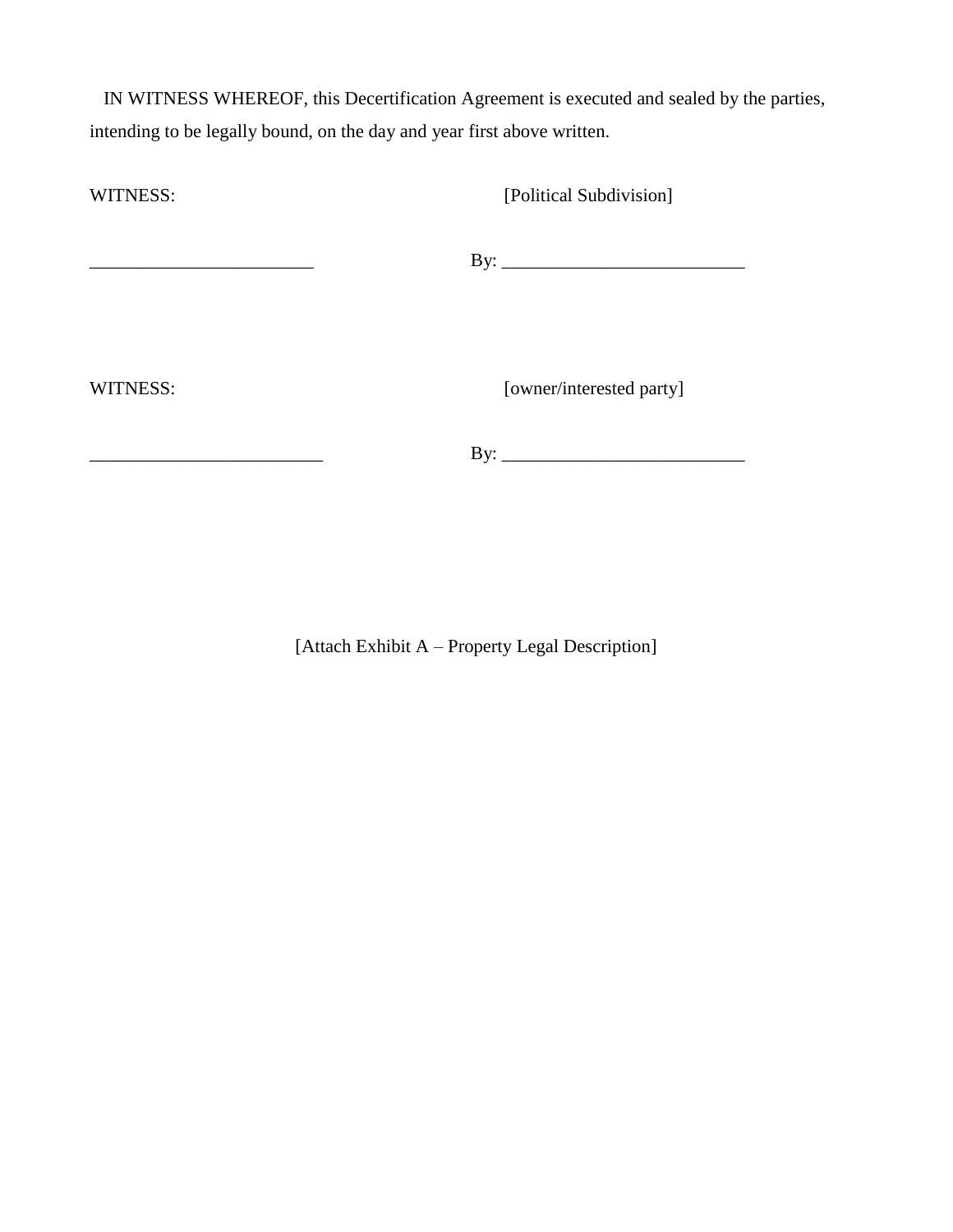IN WITNESS WHEREOF, this Decertification Agreement is executed and sealed by the parties, intending to be legally bound, on the day and year first above written.

WITNESS: [Political Subdivision]

________________________ By: __________________________

WITNESS: [owner/interested party]

_________________________ By: __________________________

[Attach Exhibit A – Property Legal Description]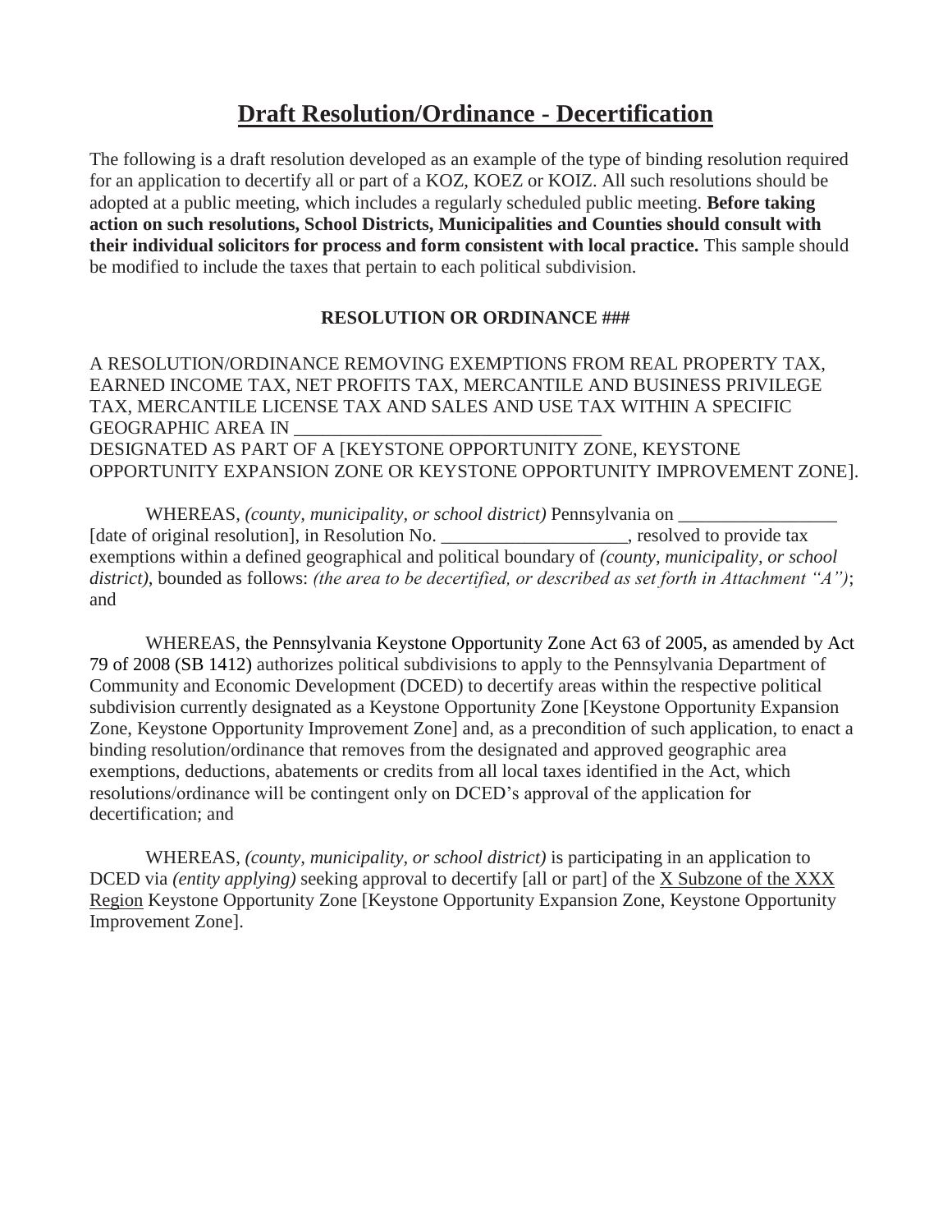# **Draft Resolution/Ordinance - Decertification**

The following is a draft resolution developed as an example of the type of binding resolution required for an application to decertify all or part of a KOZ, KOEZ or KOIZ. All such resolutions should be adopted at a public meeting, which includes a regularly scheduled public meeting. **Before taking action on such resolutions, School Districts, Municipalities and Counties should consult with their individual solicitors for process and form consistent with local practice.** This sample should be modified to include the taxes that pertain to each political subdivision.

**RESOLUTION OR ORDINANCE ###**

A RESOLUTION/ORDINANCE REMOVING EXEMPTIONS FROM REAL PROPERTY TAX, EARNED INCOME TAX, NET PROFITS TAX, MERCANTILE AND BUSINESS PRIVILEGE TAX, MERCANTILE LICENSE TAX AND SALES AND USE TAX WITHIN A SPECIFIC GEOGRAPHIC AREA IN _________________________________
DESIGNATED AS PART OF A [KEYSTONE OPPORTUNITY ZONE, KEYSTONE OPPORTUNITY EXPANSION ZONE OR KEYSTONE OPPORTUNITY IMPROVEMENT ZONE].

WHEREAS, *(county, municipality, or school district)* Pennsylvania on _________________ [date of original resolution], in Resolution No. ____________________, resolved to provide tax exemptions within a defined geographical and political boundary of *(county, municipality, or school district)*, bounded as follows: *(the area to be decertified, or described as set forth in Attachment "A")*; and

WHEREAS, the Pennsylvania Keystone Opportunity Zone Act 63 of 2005, as amended by Act 79 of 2008 (SB 1412) authorizes political subdivisions to apply to the Pennsylvania Department of Community and Economic Development (DCED) to decertify areas within the respective political subdivision currently designated as a Keystone Opportunity Zone [Keystone Opportunity Expansion Zone, Keystone Opportunity Improvement Zone] and, as a precondition of such application, to enact a binding resolution/ordinance that removes from the designated and approved geographic area exemptions, deductions, abatements or credits from all local taxes identified in the Act, which resolutions/ordinance will be contingent only on DCED's approval of the application for decertification; and

WHEREAS, *(county, municipality, or school district)* is participating in an application to DCED via *(entity applying)* seeking approval to decertify [all or part] of the <u>X Subzone of the XXX Region</u> Keystone Opportunity Zone [Keystone Opportunity Expansion Zone, Keystone Opportunity Improvement Zone].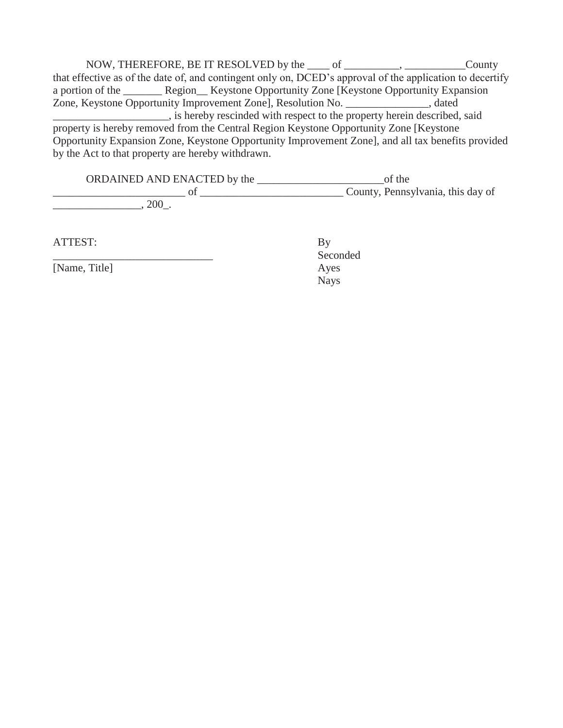NOW, THEREFORE, BE IT RESOLVED by the ____ of __________, ___________County that effective as of the date of, and contingent only on, DCED's approval of the application to decertify a portion of the _______ Region__ Keystone Opportunity Zone [Keystone Opportunity Expansion Zone, Keystone Opportunity Improvement Zone], Resolution No. _______________, dated _____________________, is hereby rescinded with respect to the property herein described, said property is hereby removed from the Central Region Keystone Opportunity Zone [Keystone Opportunity Expansion Zone, Keystone Opportunity Improvement Zone], and all tax benefits provided by the Act to that property are hereby withdrawn.

ORDAINED AND ENACTED by the _______________________of the _______________________ of __________________________ County, Pennsylvania, this day of ________________, 200_.

ATTEST:

_____________________________

[Name, Title]

By

Seconded

Ayes

Nays